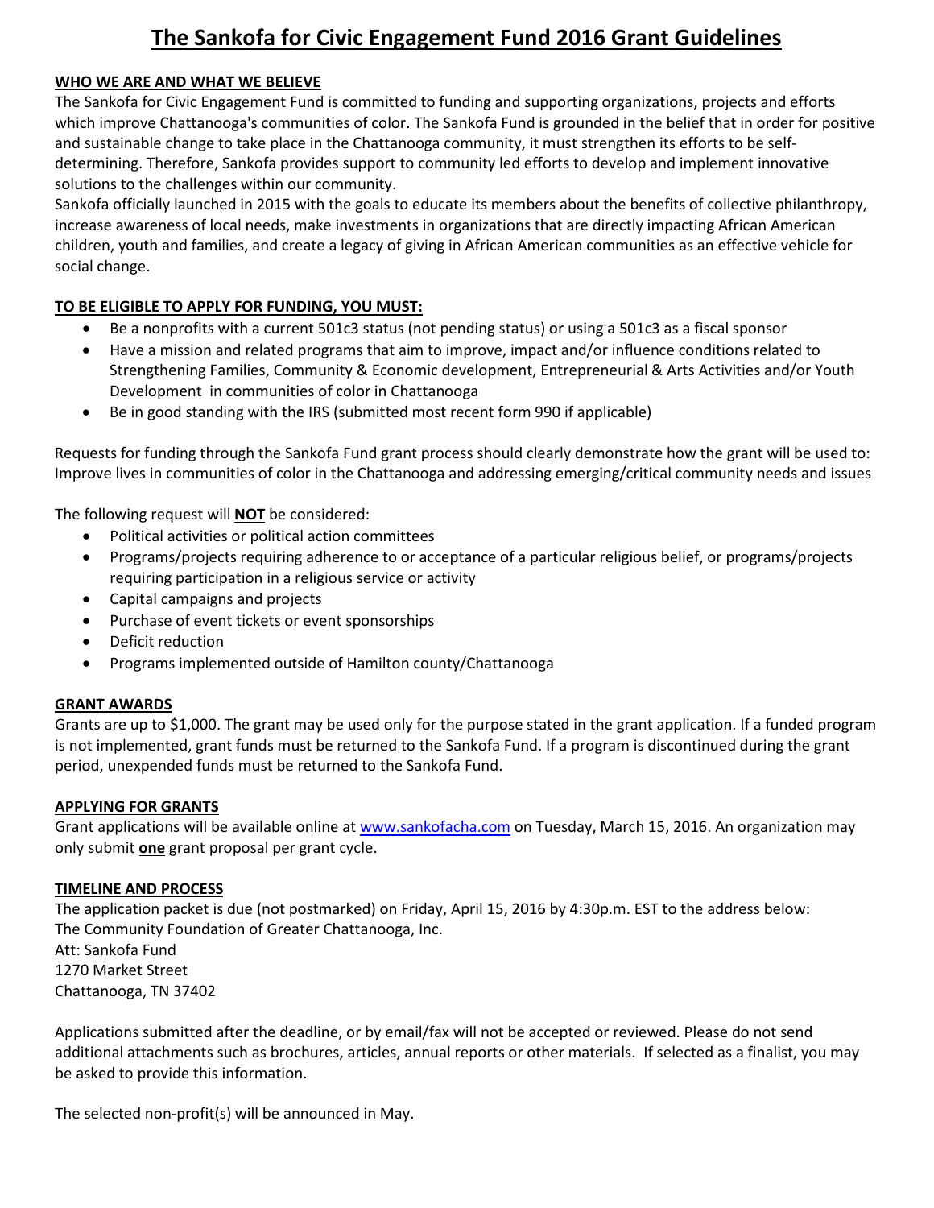# The Sankofa for Civic Engagement Fund 2016 Grant Guidelines

## WHO WE ARE AND WHAT WE BELIEVE

The Sankofa for Civic Engagement Fund is committed to funding and supporting organizations, projects and efforts which improve Chattanooga's communities of color. The Sankofa Fund is grounded in the belief that in order for positive and sustainable change to take place in the Chattanooga community, it must strengthen its efforts to be self-determining. Therefore, Sankofa provides support to community led efforts to develop and implement innovative solutions to the challenges within our community.

Sankofa officially launched in 2015 with the goals to educate its members about the benefits of collective philanthropy, increase awareness of local needs, make investments in organizations that are directly impacting African American children, youth and families, and create a legacy of giving in African American communities as an effective vehicle for social change.

## TO BE ELIGIBLE TO APPLY FOR FUNDING, YOU MUST:

- Be a nonprofits with a current 501c3 status (not pending status) or using a 501c3 as a fiscal sponsor
- Have a mission and related programs that aim to improve, impact and/or influence conditions related to Strengthening Families, Community & Economic development, Entrepreneurial & Arts Activities and/or Youth Development in communities of color in Chattanooga
- Be in good standing with the IRS (submitted most recent form 990 if applicable)

Requests for funding through the Sankofa Fund grant process should clearly demonstrate how the grant will be used to: Improve lives in communities of color in the Chattanooga and addressing emerging/critical community needs and issues

The following request will **NOT** be considered:

- Political activities or political action committees
- Programs/projects requiring adherence to or acceptance of a particular religious belief, or programs/projects requiring participation in a religious service or activity
- Capital campaigns and projects
- Purchase of event tickets or event sponsorships
- Deficit reduction
- Programs implemented outside of Hamilton county/Chattanooga

## GRANT AWARDS

Grants are up to $1,000. The grant may be used only for the purpose stated in the grant application. If a funded program is not implemented, grant funds must be returned to the Sankofa Fund. If a program is discontinued during the grant period, unexpended funds must be returned to the Sankofa Fund.

## APPLYING FOR GRANTS

Grant applications will be available online at www.sankofacha.com on Tuesday, March 15, 2016. An organization may only submit **one** grant proposal per grant cycle.

## TIMELINE AND PROCESS

The application packet is due (not postmarked) on Friday, April 15, 2016 by 4:30p.m. EST to the address below:
The Community Foundation of Greater Chattanooga, Inc.
Att: Sankofa Fund
1270 Market Street
Chattanooga, TN 37402

Applications submitted after the deadline, or by email/fax will not be accepted or reviewed. Please do not send additional attachments such as brochures, articles, annual reports or other materials. If selected as a finalist, you may be asked to provide this information.

The selected non-profit(s) will be announced in May.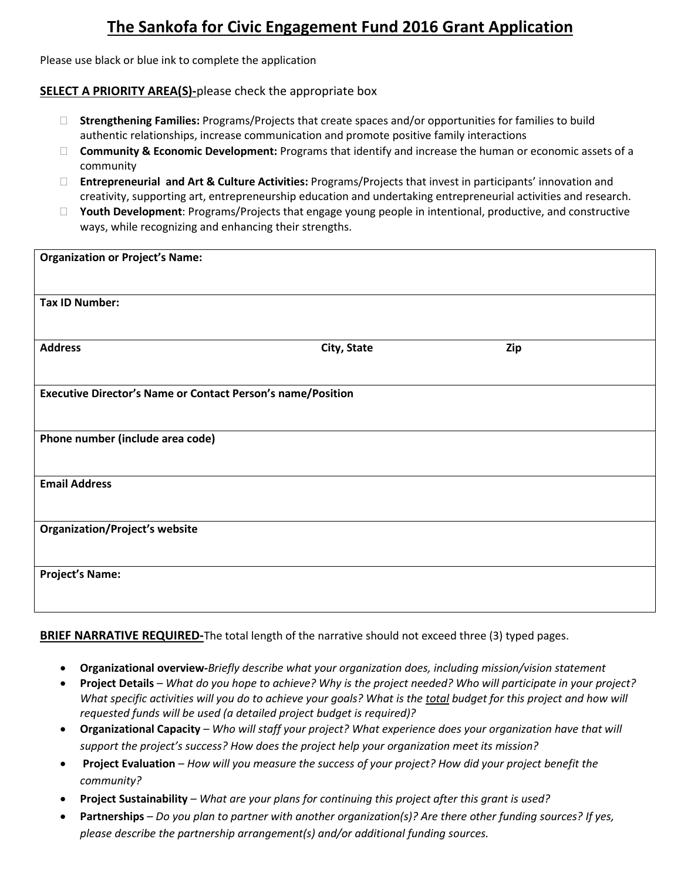# The Sankofa for Civic Engagement Fund 2016 Grant Application

Please use black or blue ink to complete the application

**SELECT A PRIORITY AREA(S)-** please check the appropriate box

- ☐ **Strengthening Families:** Programs/Projects that create spaces and/or opportunities for families to build authentic relationships, increase communication and promote positive family interactions
- ☐ **Community & Economic Development:** Programs that identify and increase the human or economic assets of a community
- ☐ **Entrepreneurial and Art & Culture Activities:** Programs/Projects that invest in participants' innovation and creativity, supporting art, entrepreneurship education and undertaking entrepreneurial activities and research.
- ☐ **Youth Development**: Programs/Projects that engage young people in intentional, productive, and constructive ways, while recognizing and enhancing their strengths.

| | | |
|---|---|---|
| **Organization or Project's Name:** | | |
| **Tax ID Number:** | | |
| **Address** | **City, State** | **Zip** |
| **Executive Director's Name or Contact Person's name/Position** | | |
| **Phone number (include area code)** | | |
| **Email Address** | | |
| **Organization/Project's website** | | |
| **Project's Name:** | | |

**BRIEF NARRATIVE REQUIRED-** The total length of the narrative should not exceed three (3) typed pages.

- **Organizational overview-** *Briefly describe what your organization does, including mission/vision statement*
- **Project Details** – *What do you hope to achieve? Why is the project needed? Who will participate in your project? What specific activities will you do to achieve your goals? What is the total budget for this project and how will requested funds will be used (a detailed project budget is required)?*
- **Organizational Capacity** – *Who will staff your project? What experience does your organization have that will support the project's success? How does the project help your organization meet its mission?*
- **Project Evaluation** – *How will you measure the success of your project? How did your project benefit the community?*
- **Project Sustainability** – *What are your plans for continuing this project after this grant is used?*
- **Partnerships** – *Do you plan to partner with another organization(s)? Are there other funding sources? If yes, please describe the partnership arrangement(s) and/or additional funding sources.*